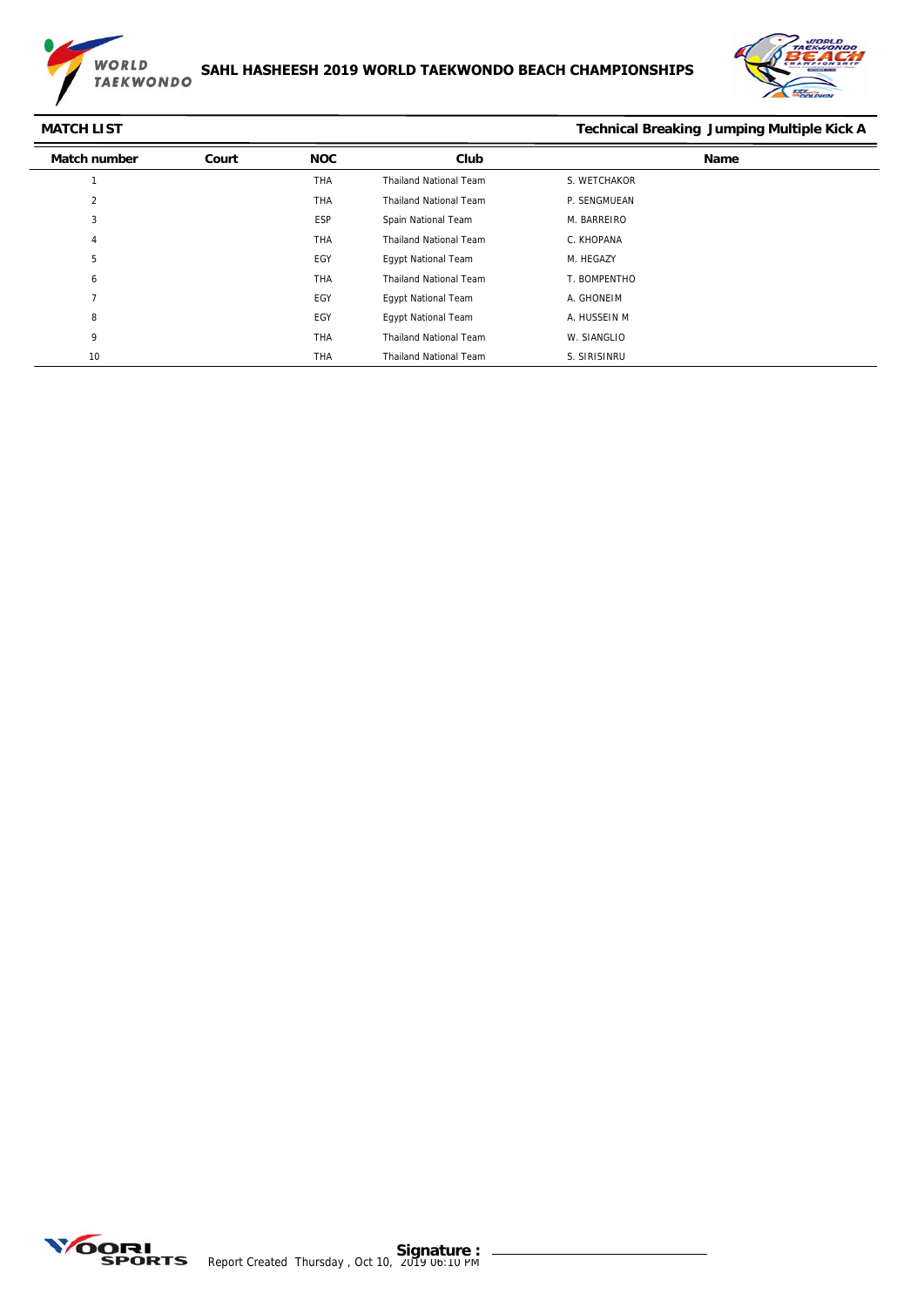# SAHL HASHEESH 2019 WORLD TAEKWONDO BEACH CHAMPIONSHIPS

## MATCH LIST

**Technical Breaking Jumping Multiple Kick A**

| Match number | Court | NOC | Club | Name |
|---|---|---|---|---|
| 1 | | THA | Thailand National Team | S. WETCHAKOR |
| 2 | | THA | Thailand National Team | P. SENGMUEAN |
| 3 | | ESP | Spain National Team | M. BARREIRO |
| 4 | | THA | Thailand National Team | C. KHOPANA |
| 5 | | EGY | Egypt National Team | M. HEGAZY |
| 6 | | THA | Thailand National Team | T. BOMPENTHO |
| 7 | | EGY | Egypt National Team | A. GHONEIM |
| 8 | | EGY | Egypt National Team | A. HUSSEIN M |
| 9 | | THA | Thailand National Team | W. SIANGLIO |
| 10 | | THA | Thailand National Team | S. SIRISINRU |

Signature :

Report Created Thursday , Oct 10, 2019 06:10 PM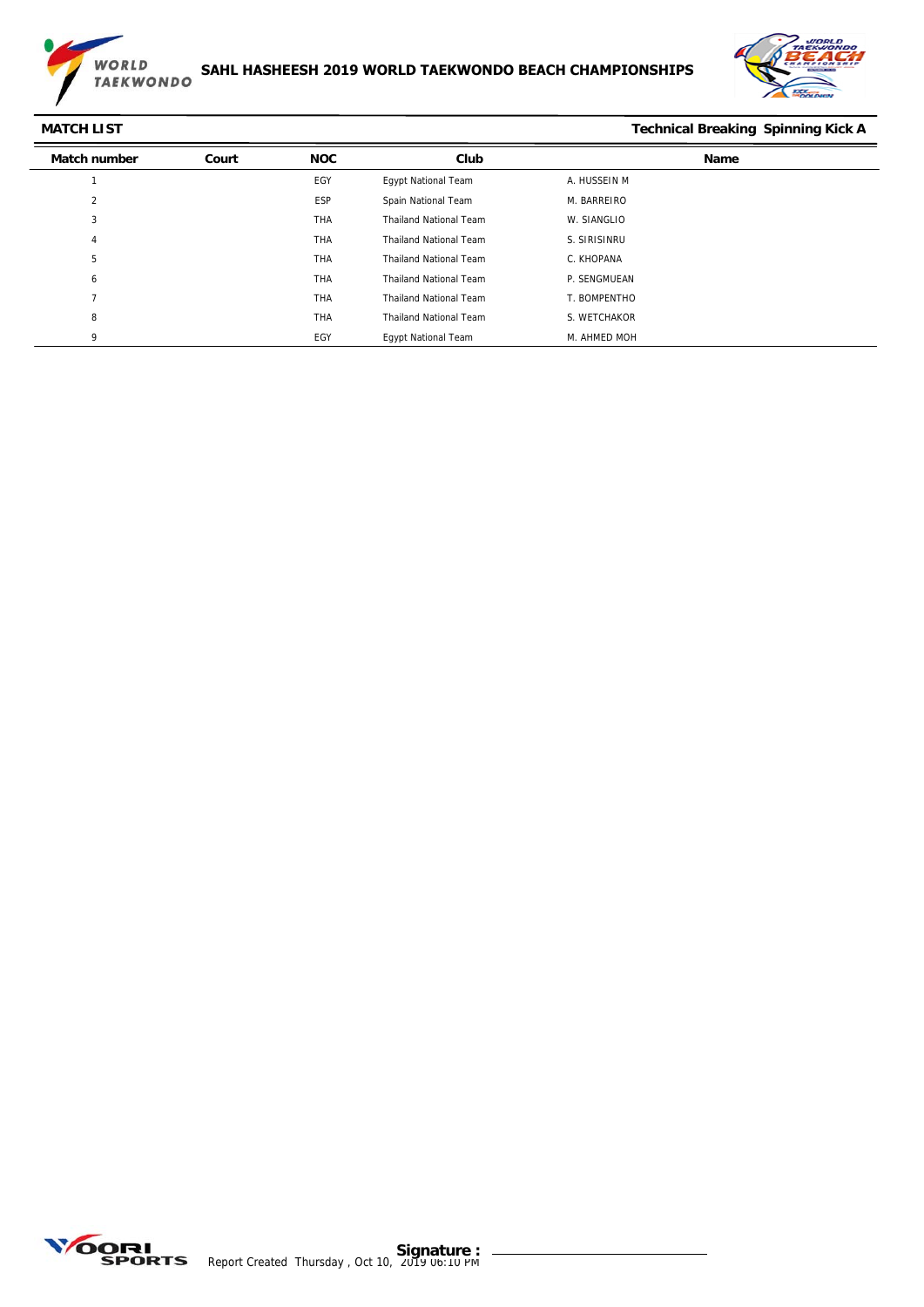# SAHL HASHEESH 2019 WORLD TAEKWONDO BEACH CHAMPIONSHIPS

**MATCH LIST** **Technical Breaking Spinning Kick A**

| Match number | Court | NOC | Club | Name |
|---|---|---|---|---|
| 1 | | EGY | Egypt National Team | A. HUSSEIN M |
| 2 | | ESP | Spain National Team | M. BARREIRO |
| 3 | | THA | Thailand National Team | W. SIANGLIO |
| 4 | | THA | Thailand National Team | S. SIRISINRU |
| 5 | | THA | Thailand National Team | C. KHOPANA |
| 6 | | THA | Thailand National Team | P. SENGMUEAN |
| 7 | | THA | Thailand National Team | T. BOMPENTHO |
| 8 | | THA | Thailand National Team | S. WETCHAKOR |
| 9 | | EGY | Egypt National Team | M. AHMED MOH |

Report Created Thursday , Oct 10, 2019 06:10 PM

**Signature :** ____________________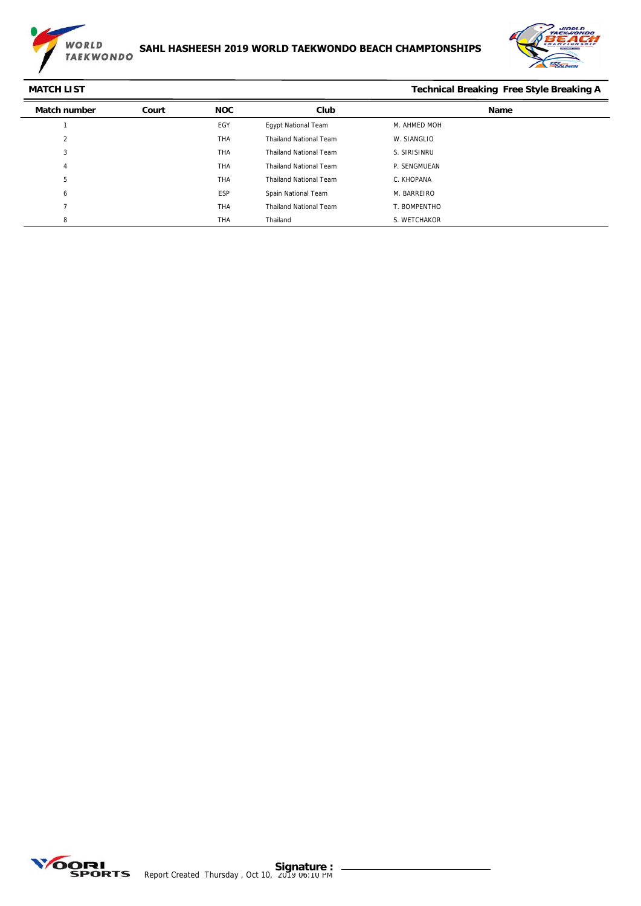# SAHL HASHEESH 2019 WORLD TAEKWONDO BEACH CHAMPIONSHIPS

**MATCH LIST** **Technical Breaking Free Style Breaking A**

| Match number | Court | NOC | Club | Name |
|---|---|---|---|---|
| 1 | | EGY | Egypt National Team | M. AHMED MOH |
| 2 | | THA | Thailand National Team | W. SIANGLIO |
| 3 | | THA | Thailand National Team | S. SIRISINRU |
| 4 | | THA | Thailand National Team | P. SENGMUEAN |
| 5 | | THA | Thailand National Team | C. KHOPANA |
| 6 | | ESP | Spain National Team | M. BARREIRO |
| 7 | | THA | Thailand National Team | T. BOMPENTHO |
| 8 | | THA | Thailand | S. WETCHAKOR |

Report Created Thursday , Oct 10, 2019 06:10 PM

**Signature :** ____________________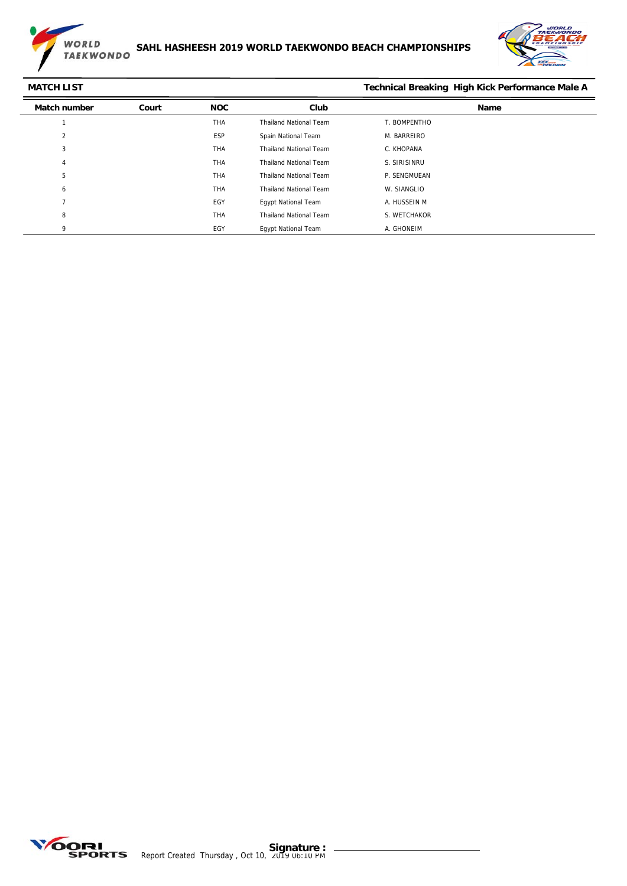**SAHL HASHEESH 2019 WORLD TAEKWONDO BEACH CHAMPIONSHIPS**

**MATCH LIST** | **Technical Breaking High Kick Performance Male A**

| Match number | Court | NOC | Club | Name |
|---|---|---|---|---|
| 1 | | THA | Thailand National Team | T. BOMPENTHO |
| 2 | | ESP | Spain National Team | M. BARREIRO |
| 3 | | THA | Thailand National Team | C. KHOPANA |
| 4 | | THA | Thailand National Team | S. SIRISINRU |
| 5 | | THA | Thailand National Team | P. SENGMUEAN |
| 6 | | THA | Thailand National Team | W. SIANGLIO |
| 7 | | EGY | Egypt National Team | A. HUSSEIN M |
| 8 | | THA | Thailand National Team | S. WETCHAKOR |
| 9 | | EGY | Egypt National Team | A. GHONEIM |

Signature : ______________________

Report Created Thursday , Oct 10, 2019 06:10 PM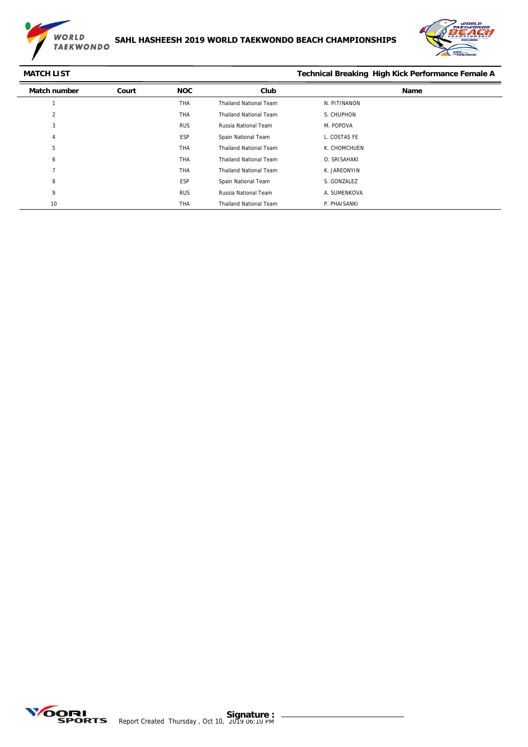# SAHL HASHEESH 2019 WORLD TAEKWONDO BEACH CHAMPIONSHIPS

**MATCH LIST** — **Technical Breaking High Kick Performance Female A**

| Match number | Court | NOC | Club | Name |
|---|---|---|---|---|
| 1 | | THA | Thailand National Team | N. PITINANON |
| 2 | | THA | Thailand National Team | S. CHUPHON |
| 3 | | RUS | Russia National Team | M. POPOVA |
| 4 | | ESP | Spain National Team | L. COSTAS FE |
| 5 | | THA | Thailand National Team | K. CHOMCHUEN |
| 6 | | THA | Thailand National Team | O. SRISAHAKI |
| 7 | | THA | Thailand National Team | K. JAREONYIN |
| 8 | | ESP | Spain National Team | S. GONZALEZ |
| 9 | | RUS | Russia National Team | A. SUMENKOVA |
| 10 | | THA | Thailand National Team | P. PHAISANKI |

Report Created Thursday , Oct 10, 2019 06:10 PM

Signature :